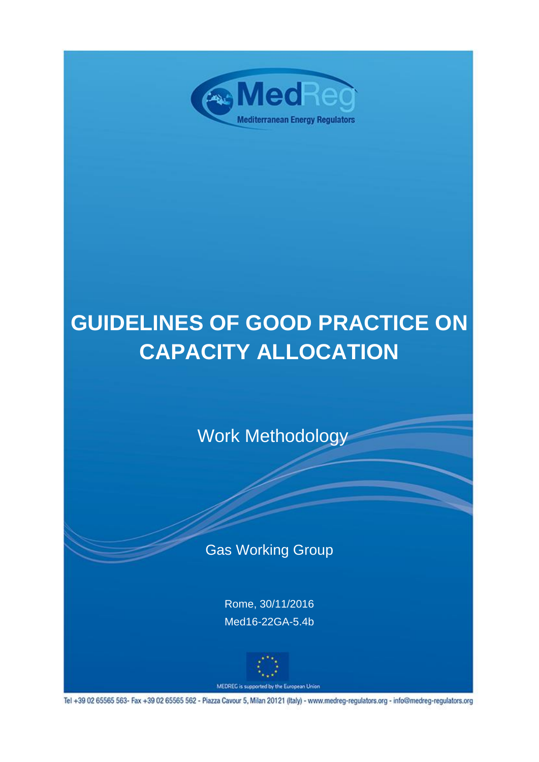MedReg

Mediterranean Energy Regulators

# GUIDELINES OF GOOD PRACTICE ON CAPACITY ALLOCATION

Work Methodology

Gas Working Group

Rome, 30/11/2016

Med16-22GA-5.4b

MEDREG is supported by the European Union

Tel +39 02 65565 563- Fax +39 02 65565 562 - Piazza Cavour 5, Milan 20121 (Italy) - www.medreg-regulators.org - info@medreg-regulators.org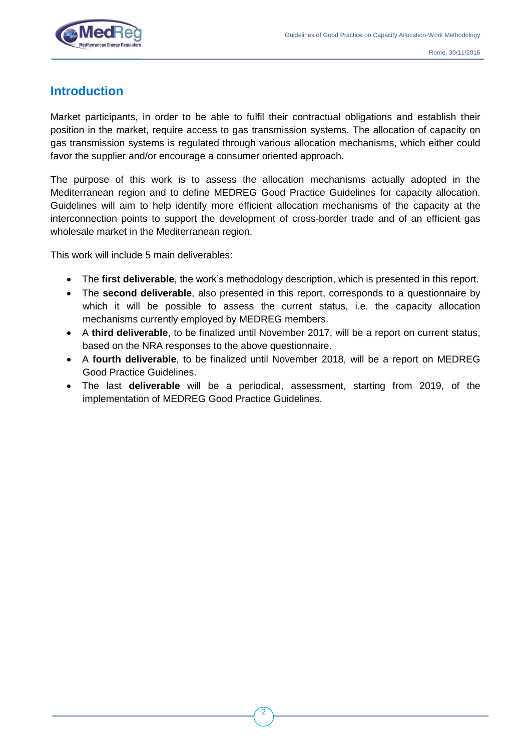## Introduction

Market participants, in order to be able to fulfil their contractual obligations and establish their position in the market, require access to gas transmission systems. The allocation of capacity on gas transmission systems is regulated through various allocation mechanisms, which either could favor the supplier and/or encourage a consumer oriented approach.

The purpose of this work is to assess the allocation mechanisms actually adopted in the Mediterranean region and to define MEDREG Good Practice Guidelines for capacity allocation. Guidelines will aim to help identify more efficient allocation mechanisms of the capacity at the interconnection points to support the development of cross-border trade and of an efficient gas wholesale market in the Mediterranean region.

This work will include 5 main deliverables:

- The **first deliverable**, the work's methodology description, which is presented in this report.
- The **second deliverable**, also presented in this report, corresponds to a questionnaire by which it will be possible to assess the current status, i.e. the capacity allocation mechanisms currently employed by MEDREG members.
- A **third deliverable**, to be finalized until November 2017, will be a report on current status, based on the NRA responses to the above questionnaire.
- A **fourth deliverable**, to be finalized until November 2018, will be a report on MEDREG Good Practice Guidelines.
- The last **deliverable** will be a periodical, assessment, starting from 2019, of the implementation of MEDREG Good Practice Guidelines.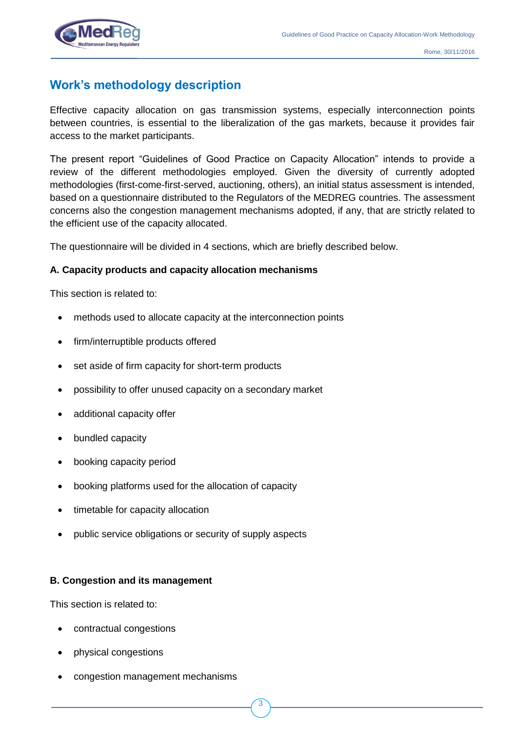## Work's methodology description

Effective capacity allocation on gas transmission systems, especially interconnection points between countries, is essential to the liberalization of the gas markets, because it provides fair access to the market participants.

The present report "Guidelines of Good Practice on Capacity Allocation" intends to provide a review of the different methodologies employed. Given the diversity of currently adopted methodologies (first-come-first-served, auctioning, others), an initial status assessment is intended, based on a questionnaire distributed to the Regulators of the MEDREG countries. The assessment concerns also the congestion management mechanisms adopted, if any, that are strictly related to the efficient use of the capacity allocated.

The questionnaire will be divided in 4 sections, which are briefly described below.

**A. Capacity products and capacity allocation mechanisms**

This section is related to:

- methods used to allocate capacity at the interconnection points
- firm/interruptible products offered
- set aside of firm capacity for short-term products
- possibility to offer unused capacity on a secondary market
- additional capacity offer
- bundled capacity
- booking capacity period
- booking platforms used for the allocation of capacity
- timetable for capacity allocation
- public service obligations or security of supply aspects

**B. Congestion and its management**

This section is related to:

- contractual congestions
- physical congestions
- congestion management mechanisms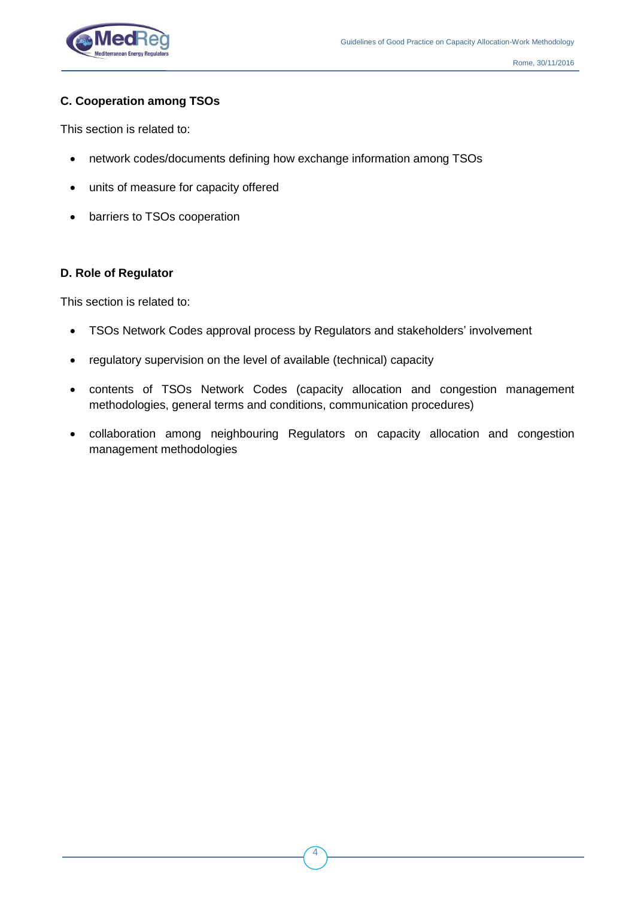## C. Cooperation among TSOs

This section is related to:

- network codes/documents defining how exchange information among TSOs
- units of measure for capacity offered
- barriers to TSOs cooperation

## D. Role of Regulator

This section is related to:

- TSOs Network Codes approval process by Regulators and stakeholders' involvement
- regulatory supervision on the level of available (technical) capacity
- contents of TSOs Network Codes (capacity allocation and congestion management methodologies, general terms and conditions, communication procedures)
- collaboration among neighbouring Regulators on capacity allocation and congestion management methodologies